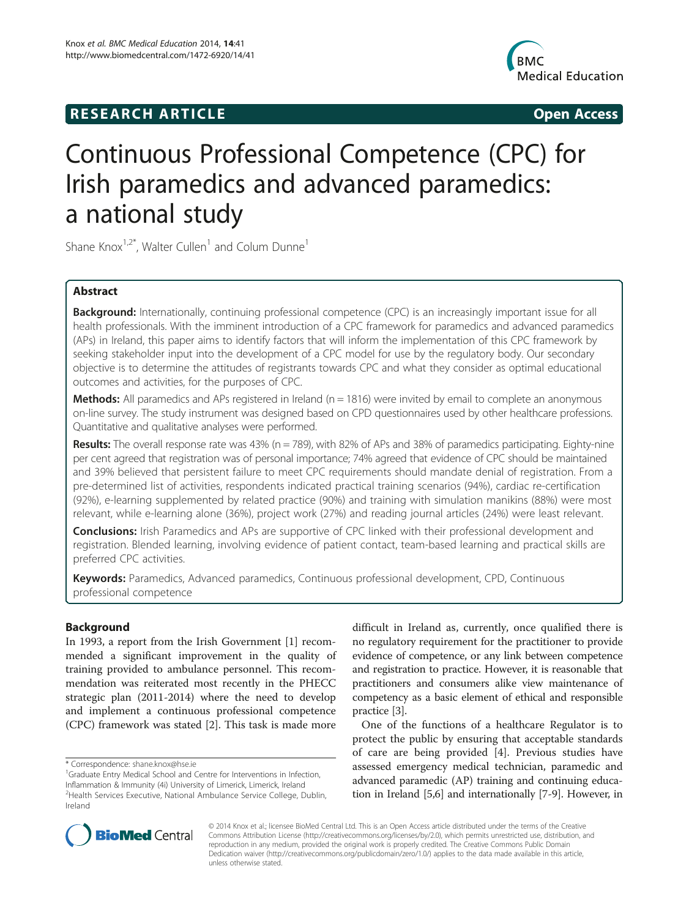**RESEARCH ARTICLE** **Open Access**

# Continuous Professional Competence (CPC) for Irish paramedics and advanced paramedics: a national study

Shane Knox[1,2*], Walter Cullen[1] and Colum Dunne[1]

## Abstract

**Background:** Internationally, continuing professional competence (CPC) is an increasingly important issue for all health professionals. With the imminent introduction of a CPC framework for paramedics and advanced paramedics (APs) in Ireland, this paper aims to identify factors that will inform the implementation of this CPC framework by seeking stakeholder input into the development of a CPC model for use by the regulatory body. Our secondary objective is to determine the attitudes of registrants towards CPC and what they consider as optimal educational outcomes and activities, for the purposes of CPC.

**Methods:** All paramedics and APs registered in Ireland (n = 1816) were invited by email to complete an anonymous on-line survey. The study instrument was designed based on CPD questionnaires used by other healthcare professions. Quantitative and qualitative analyses were performed.

**Results:** The overall response rate was 43% (n = 789), with 82% of APs and 38% of paramedics participating. Eighty-nine per cent agreed that registration was of personal importance; 74% agreed that evidence of CPC should be maintained and 39% believed that persistent failure to meet CPC requirements should mandate denial of registration. From a pre-determined list of activities, respondents indicated practical training scenarios (94%), cardiac re-certification (92%), e-learning supplemented by related practice (90%) and training with simulation manikins (88%) were most relevant, while e-learning alone (36%), project work (27%) and reading journal articles (24%) were least relevant.

**Conclusions:** Irish Paramedics and APs are supportive of CPC linked with their professional development and registration. Blended learning, involving evidence of patient contact, team-based learning and practical skills are preferred CPC activities.

**Keywords:** Paramedics, Advanced paramedics, Continuous professional development, CPD, Continuous professional competence

## Background

In 1993, a report from the Irish Government [1] recommended a significant improvement in the quality of training provided to ambulance personnel. This recommendation was reiterated most recently in the PHECC strategic plan (2011-2014) where the need to develop and implement a continuous professional competence (CPC) framework was stated [2]. This task is made more difficult in Ireland as, currently, once qualified there is no regulatory requirement for the practitioner to provide evidence of competence, or any link between competence and registration to practice. However, it is reasonable that practitioners and consumers alike view maintenance of competency as a basic element of ethical and responsible practice [3].

One of the functions of a healthcare Regulator is to protect the public by ensuring that acceptable standards of care are being provided [4]. Previous studies have assessed emergency medical technician, paramedic and advanced paramedic (AP) training and continuing education in Ireland [5,6] and internationally [7-9]. However, in

\* Correspondence: shane.knox@hse.ie
[1]Graduate Entry Medical School and Centre for Interventions in Infection, Inflammation & Immunity (4i) University of Limerick, Limerick, Ireland
[2]Health Services Executive, National Ambulance Service College, Dublin, Ireland

© 2014 Knox et al.; licensee BioMed Central Ltd. This is an Open Access article distributed under the terms of the Creative Commons Attribution License (http://creativecommons.org/licenses/by/2.0), which permits unrestricted use, distribution, and reproduction in any medium, provided the original work is properly credited. The Creative Commons Public Domain Dedication waiver (http://creativecommons.org/publicdomain/zero/1.0/) applies to the data made available in this article, unless otherwise stated.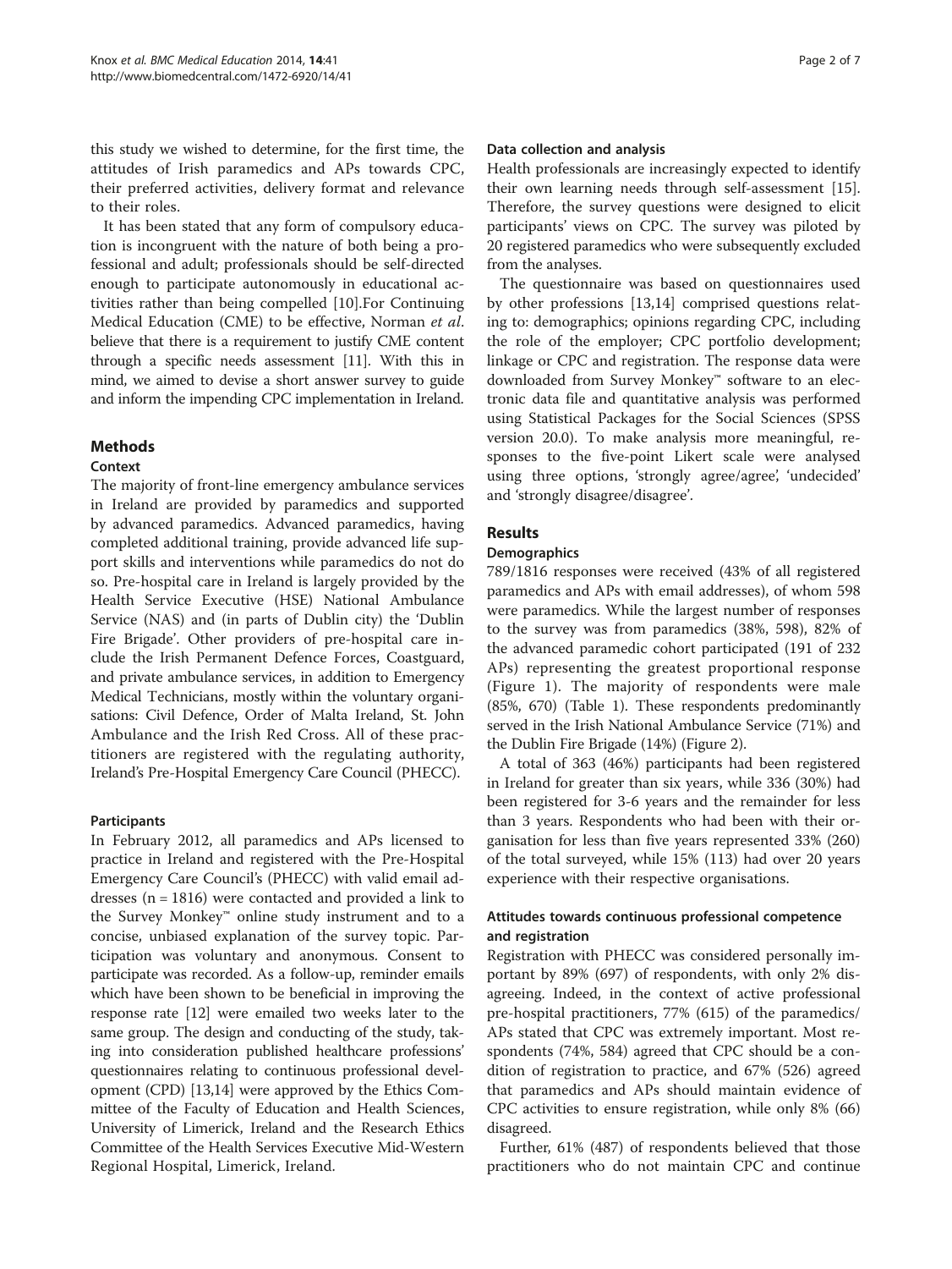this study we wished to determine, for the first time, the attitudes of Irish paramedics and APs towards CPC, their preferred activities, delivery format and relevance to their roles.

It has been stated that any form of compulsory education is incongruent with the nature of both being a professional and adult; professionals should be self-directed enough to participate autonomously in educational activities rather than being compelled [10].For Continuing Medical Education (CME) to be effective, Norman *et al*. believe that there is a requirement to justify CME content through a specific needs assessment [11]. With this in mind, we aimed to devise a short answer survey to guide and inform the impending CPC implementation in Ireland.

## Methods

### Context

The majority of front-line emergency ambulance services in Ireland are provided by paramedics and supported by advanced paramedics. Advanced paramedics, having completed additional training, provide advanced life support skills and interventions while paramedics do not do so. Pre-hospital care in Ireland is largely provided by the Health Service Executive (HSE) National Ambulance Service (NAS) and (in parts of Dublin city) the 'Dublin Fire Brigade'. Other providers of pre-hospital care include the Irish Permanent Defence Forces, Coastguard, and private ambulance services, in addition to Emergency Medical Technicians, mostly within the voluntary organisations: Civil Defence, Order of Malta Ireland, St. John Ambulance and the Irish Red Cross. All of these practitioners are registered with the regulating authority, Ireland's Pre-Hospital Emergency Care Council (PHECC).

### Participants

In February 2012, all paramedics and APs licensed to practice in Ireland and registered with the Pre-Hospital Emergency Care Council's (PHECC) with valid email addresses (n = 1816) were contacted and provided a link to the Survey Monkey™ online study instrument and to a concise, unbiased explanation of the survey topic. Participation was voluntary and anonymous. Consent to participate was recorded. As a follow-up, reminder emails which have been shown to be beneficial in improving the response rate [12] were emailed two weeks later to the same group. The design and conducting of the study, taking into consideration published healthcare professions' questionnaires relating to continuous professional development (CPD) [13,14] were approved by the Ethics Committee of the Faculty of Education and Health Sciences, University of Limerick, Ireland and the Research Ethics Committee of the Health Services Executive Mid-Western Regional Hospital, Limerick, Ireland.

### Data collection and analysis

Health professionals are increasingly expected to identify their own learning needs through self-assessment [15]. Therefore, the survey questions were designed to elicit participants' views on CPC. The survey was piloted by 20 registered paramedics who were subsequently excluded from the analyses.

The questionnaire was based on questionnaires used by other professions [13,14] comprised questions relating to: demographics; opinions regarding CPC, including the role of the employer; CPC portfolio development; linkage or CPC and registration. The response data were downloaded from Survey Monkey™ software to an electronic data file and quantitative analysis was performed using Statistical Packages for the Social Sciences (SPSS version 20.0). To make analysis more meaningful, responses to the five-point Likert scale were analysed using three options, 'strongly agree/agree', 'undecided' and 'strongly disagree/disagree'.

## Results

### Demographics

789/1816 responses were received (43% of all registered paramedics and APs with email addresses), of whom 598 were paramedics. While the largest number of responses to the survey was from paramedics (38%, 598), 82% of the advanced paramedic cohort participated (191 of 232 APs) representing the greatest proportional response (Figure 1). The majority of respondents were male (85%, 670) (Table 1). These respondents predominantly served in the Irish National Ambulance Service (71%) and the Dublin Fire Brigade (14%) (Figure 2).

A total of 363 (46%) participants had been registered in Ireland for greater than six years, while 336 (30%) had been registered for 3-6 years and the remainder for less than 3 years. Respondents who had been with their organisation for less than five years represented 33% (260) of the total surveyed, while 15% (113) had over 20 years experience with their respective organisations.

### Attitudes towards continuous professional competence and registration

Registration with PHECC was considered personally important by 89% (697) of respondents, with only 2% disagreeing. Indeed, in the context of active professional pre-hospital practitioners, 77% (615) of the paramedics/APs stated that CPC was extremely important. Most respondents (74%, 584) agreed that CPC should be a condition of registration to practice, and 67% (526) agreed that paramedics and APs should maintain evidence of CPC activities to ensure registration, while only 8% (66) disagreed.

Further, 61% (487) of respondents believed that those practitioners who do not maintain CPC and continue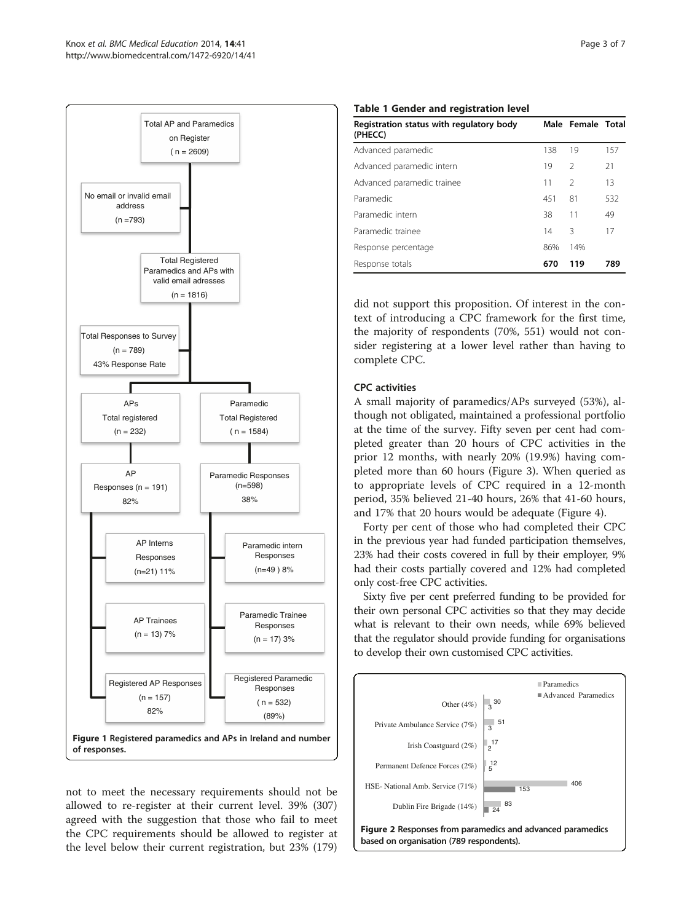Figure 1 Registered paramedics and APs in Ireland and number of responses.

not to meet the necessary requirements should not be allowed to re-register at their current level. 39% (307) agreed with the suggestion that those who fail to meet the CPC requirements should be allowed to register at the level below their current registration, but 23% (179) did not support this proposition. Of interest in the context of introducing a CPC framework for the first time, the majority of respondents (70%, 551) would not consider registering at a lower level rather than having to complete CPC.

**Table 1 Gender and registration level**

| Registration status with regulatory body (PHECC) | Male | Female | Total |
|---|---|---|---|
| Advanced paramedic | 138 | 19 | 157 |
| Advanced paramedic intern | 19 | 2 | 21 |
| Advanced paramedic trainee | 11 | 2 | 13 |
| Paramedic | 451 | 81 | 532 |
| Paramedic intern | 38 | 11 | 49 |
| Paramedic trainee | 14 | 3 | 17 |
| Response percentage | 86% | 14% | |
| Response totals | **670** | **119** | **789** |

### CPC activities

A small majority of paramedics/APs surveyed (53%), although not obligated, maintained a professional portfolio at the time of the survey. Fifty seven per cent had completed greater than 20 hours of CPC activities in the prior 12 months, with nearly 20% (19.9%) having completed more than 60 hours (Figure 3). When queried as to appropriate levels of CPC required in a 12-month period, 35% believed 21-40 hours, 26% that 41-60 hours, and 17% that 20 hours would be adequate (Figure 4).

Forty per cent of those who had completed their CPC in the previous year had funded participation themselves, 23% had their costs covered in full by their employer, 9% had their costs partially covered and 12% had completed only cost-free CPC activities.

Sixty five per cent preferred funding to be provided for their own personal CPC activities so that they may decide what is relevant to their own needs, while 69% believed that the regulator should provide funding for organisations to develop their own customised CPC activities.

Figure 2 Responses from paramedics and advanced paramedics based on organisation (789 respondents).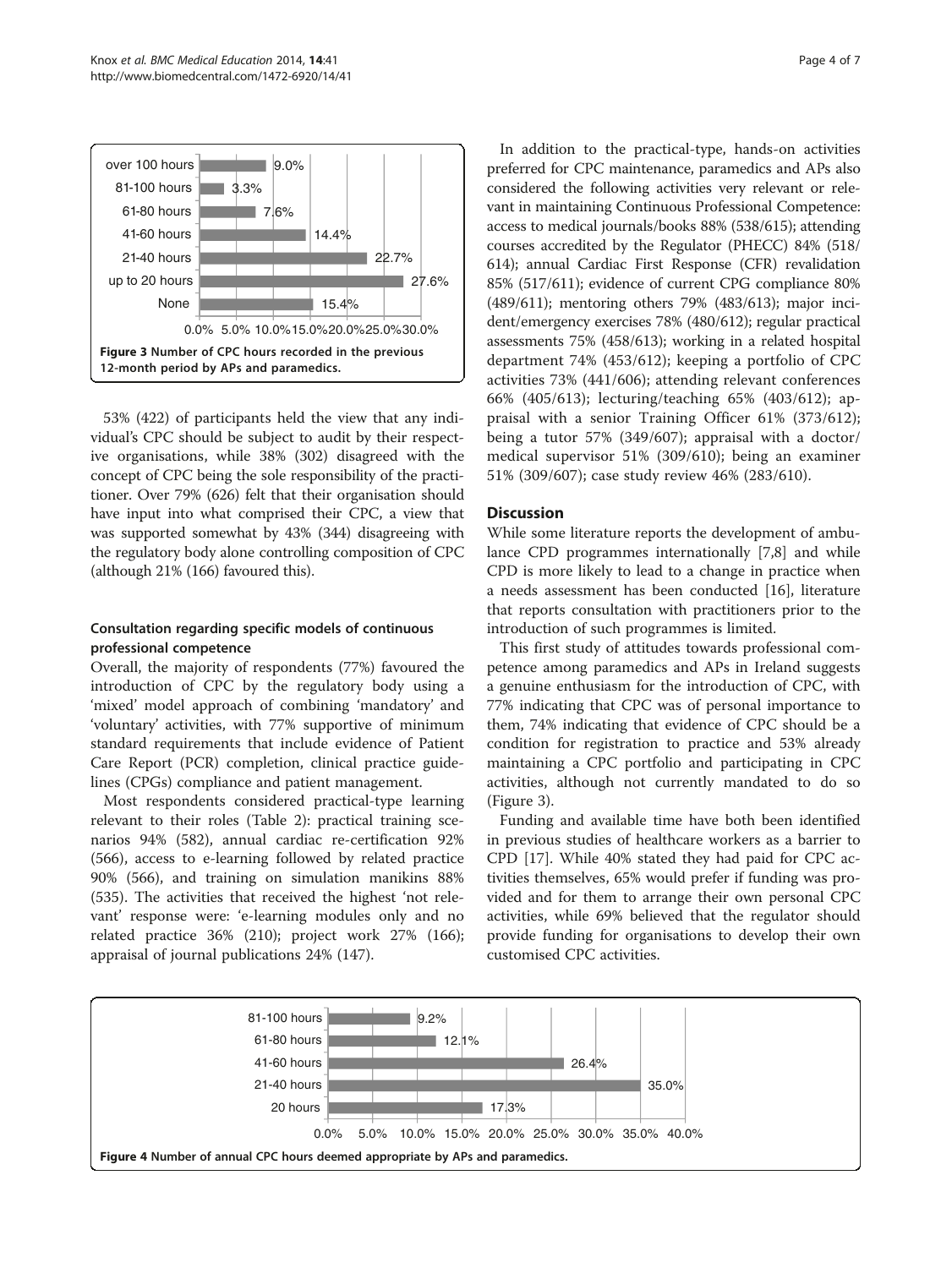Figure 3 Number of CPC hours recorded in the previous 12-month period by APs and paramedics.

53% (422) of participants held the view that any individual's CPC should be subject to audit by their respective organisations, while 38% (302) disagreed with the concept of CPC being the sole responsibility of the practitioner. Over 79% (626) felt that their organisation should have input into what comprised their CPC, a view that was supported somewhat by 43% (344) disagreeing with the regulatory body alone controlling composition of CPC (although 21% (166) favoured this).

### Consultation regarding specific models of continuous professional competence

Overall, the majority of respondents (77%) favoured the introduction of CPC by the regulatory body using a 'mixed' model approach of combining 'mandatory' and 'voluntary' activities, with 77% supportive of minimum standard requirements that include evidence of Patient Care Report (PCR) completion, clinical practice guidelines (CPGs) compliance and patient management.

Most respondents considered practical-type learning relevant to their roles (Table 2): practical training scenarios 94% (582), annual cardiac re-certification 92% (566), access to e-learning followed by related practice 90% (566), and training on simulation manikins 88% (535). The activities that received the highest 'not relevant' response were: 'e-learning modules only and no related practice 36% (210); project work 27% (166); appraisal of journal publications 24% (147).

In addition to the practical-type, hands-on activities preferred for CPC maintenance, paramedics and APs also considered the following activities very relevant or relevant in maintaining Continuous Professional Competence: access to medical journals/books 88% (538/615); attending courses accredited by the Regulator (PHECC) 84% (518/614); annual Cardiac First Response (CFR) revalidation 85% (517/611); evidence of current CPG compliance 80% (489/611); mentoring others 79% (483/613); major incident/emergency exercises 78% (480/612); regular practical assessments 75% (458/613); working in a related hospital department 74% (453/612); keeping a portfolio of CPC activities 73% (441/606); attending relevant conferences 66% (405/613); lecturing/teaching 65% (403/612); appraisal with a senior Training Officer 61% (373/612); being a tutor 57% (349/607); appraisal with a doctor/medical supervisor 51% (309/610); being an examiner 51% (309/607); case study review 46% (283/610).

## Discussion

While some literature reports the development of ambulance CPD programmes internationally [7,8] and while CPD is more likely to lead to a change in practice when a needs assessment has been conducted [16], literature that reports consultation with practitioners prior to the introduction of such programmes is limited.

This first study of attitudes towards professional competence among paramedics and APs in Ireland suggests a genuine enthusiasm for the introduction of CPC, with 77% indicating that CPC was of personal importance to them, 74% indicating that evidence of CPC should be a condition for registration to practice and 53% already maintaining a CPC portfolio and participating in CPC activities, although not currently mandated to do so (Figure 3).

Funding and available time have both been identified in previous studies of healthcare workers as a barrier to CPD [17]. While 40% stated they had paid for CPC activities themselves, 65% would prefer if funding was provided and for them to arrange their own personal CPC activities, while 69% believed that the regulator should provide funding for organisations to develop their own customised CPC activities.

Figure 4 Number of annual CPC hours deemed appropriate by APs and paramedics.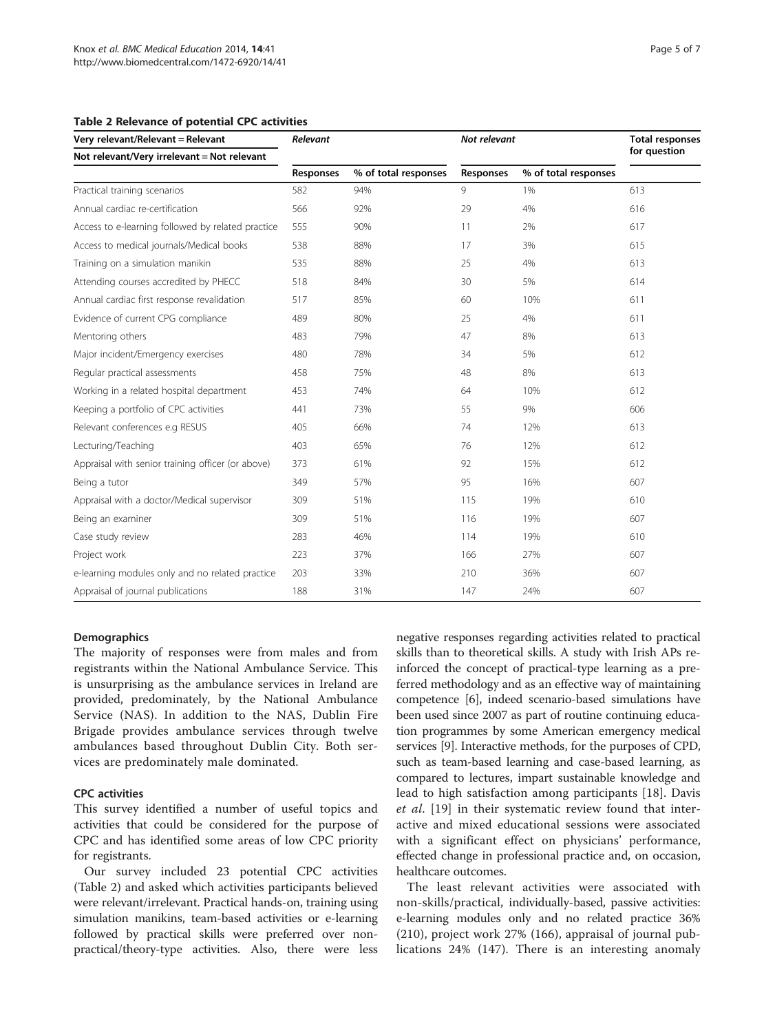**Table 2 Relevance of potential CPC activities**

| Very relevant/Relevant = Relevant<br>Not relevant/Very irrelevant = Not relevant | Relevant | | Not relevant | | Total responses for question |
|---|---|---|---|---|---|
| | Responses | % of total responses | Responses | % of total responses | |
| Practical training scenarios | 582 | 94% | 9 | 1% | 613 |
| Annual cardiac re-certification | 566 | 92% | 29 | 4% | 616 |
| Access to e-learning followed by related practice | 555 | 90% | 11 | 2% | 617 |
| Access to medical journals/Medical books | 538 | 88% | 17 | 3% | 615 |
| Training on a simulation manikin | 535 | 88% | 25 | 4% | 613 |
| Attending courses accredited by PHECC | 518 | 84% | 30 | 5% | 614 |
| Annual cardiac first response revalidation | 517 | 85% | 60 | 10% | 611 |
| Evidence of current CPG compliance | 489 | 80% | 25 | 4% | 611 |
| Mentoring others | 483 | 79% | 47 | 8% | 613 |
| Major incident/Emergency exercises | 480 | 78% | 34 | 5% | 612 |
| Regular practical assessments | 458 | 75% | 48 | 8% | 613 |
| Working in a related hospital department | 453 | 74% | 64 | 10% | 612 |
| Keeping a portfolio of CPC activities | 441 | 73% | 55 | 9% | 606 |
| Relevant conferences e.g RESUS | 405 | 66% | 74 | 12% | 613 |
| Lecturing/Teaching | 403 | 65% | 76 | 12% | 612 |
| Appraisal with senior training officer (or above) | 373 | 61% | 92 | 15% | 612 |
| Being a tutor | 349 | 57% | 95 | 16% | 607 |
| Appraisal with a doctor/Medical supervisor | 309 | 51% | 115 | 19% | 610 |
| Being an examiner | 309 | 51% | 116 | 19% | 607 |
| Case study review | 283 | 46% | 114 | 19% | 610 |
| Project work | 223 | 37% | 166 | 27% | 607 |
| e-learning modules only and no related practice | 203 | 33% | 210 | 36% | 607 |
| Appraisal of journal publications | 188 | 31% | 147 | 24% | 607 |

### Demographics

The majority of responses were from males and from registrants within the National Ambulance Service. This is unsurprising as the ambulance services in Ireland are provided, predominately, by the National Ambulance Service (NAS). In addition to the NAS, Dublin Fire Brigade provides ambulance services through twelve ambulances based throughout Dublin City. Both services are predominately male dominated.

### CPC activities

This survey identified a number of useful topics and activities that could be considered for the purpose of CPC and has identified some areas of low CPC priority for registrants.

Our survey included 23 potential CPC activities (Table 2) and asked which activities participants believed were relevant/irrelevant. Practical hands-on, training using simulation manikins, team-based activities or e-learning followed by practical skills were preferred over non-practical/theory-type activities. Also, there were less negative responses regarding activities related to practical skills than to theoretical skills. A study with Irish APs reinforced the concept of practical-type learning as a preferred methodology and as an effective way of maintaining competence [6], indeed scenario-based simulations have been used since 2007 as part of routine continuing education programmes by some American emergency medical services [9]. Interactive methods, for the purposes of CPD, such as team-based learning and case-based learning, as compared to lectures, impart sustainable knowledge and lead to high satisfaction among participants [18]. Davis *et al.* [19] in their systematic review found that interactive and mixed educational sessions were associated with a significant effect on physicians' performance, effected change in professional practice and, on occasion, healthcare outcomes.

The least relevant activities were associated with non-skills/practical, individually-based, passive activities: e-learning modules only and no related practice 36% (210), project work 27% (166), appraisal of journal publications 24% (147). There is an interesting anomaly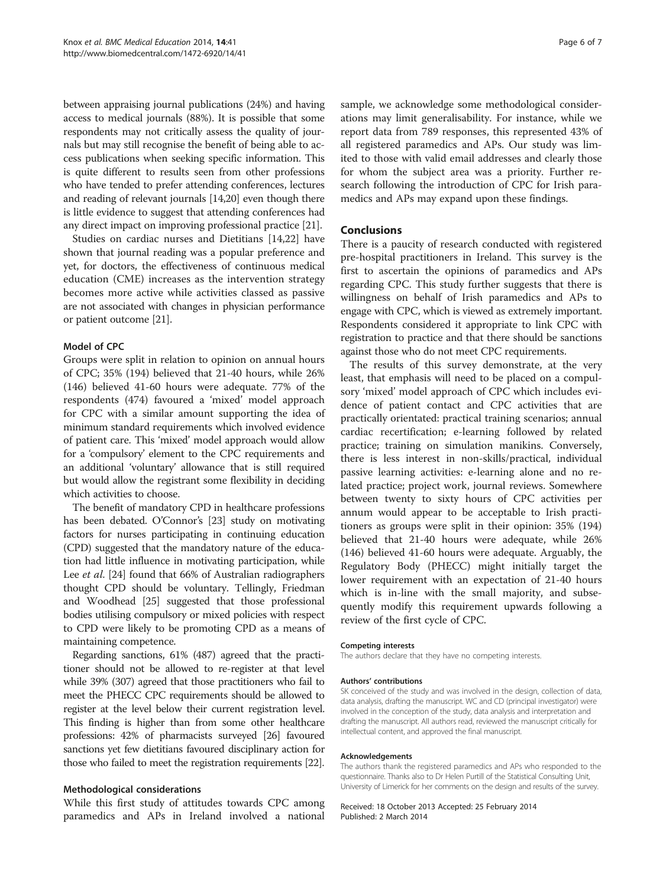between appraising journal publications (24%) and having access to medical journals (88%). It is possible that some respondents may not critically assess the quality of journals but may still recognise the benefit of being able to access publications when seeking specific information. This is quite different to results seen from other professions who have tended to prefer attending conferences, lectures and reading of relevant journals [14,20] even though there is little evidence to suggest that attending conferences had any direct impact on improving professional practice [21].

Studies on cardiac nurses and Dietitians [14,22] have shown that journal reading was a popular preference and yet, for doctors, the effectiveness of continuous medical education (CME) increases as the intervention strategy becomes more active while activities classed as passive are not associated with changes in physician performance or patient outcome [21].

### Model of CPC

Groups were split in relation to opinion on annual hours of CPC; 35% (194) believed that 21-40 hours, while 26% (146) believed 41-60 hours were adequate. 77% of the respondents (474) favoured a 'mixed' model approach for CPC with a similar amount supporting the idea of minimum standard requirements which involved evidence of patient care. This 'mixed' model approach would allow for a 'compulsory' element to the CPC requirements and an additional 'voluntary' allowance that is still required but would allow the registrant some flexibility in deciding which activities to choose.

The benefit of mandatory CPD in healthcare professions has been debated. O'Connor's [23] study on motivating factors for nurses participating in continuing education (CPD) suggested that the mandatory nature of the education had little influence in motivating participation, while Lee *et al.* [24] found that 66% of Australian radiographers thought CPD should be voluntary. Tellingly, Friedman and Woodhead [25] suggested that those professional bodies utilising compulsory or mixed policies with respect to CPD were likely to be promoting CPD as a means of maintaining competence.

Regarding sanctions, 61% (487) agreed that the practitioner should not be allowed to re-register at that level while 39% (307) agreed that those practitioners who fail to meet the PHECC CPC requirements should be allowed to register at the level below their current registration level. This finding is higher than from some other healthcare professions: 42% of pharmacists surveyed [26] favoured sanctions yet few dietitians favoured disciplinary action for those who failed to meet the registration requirements [22].

### Methodological considerations

While this first study of attitudes towards CPC among paramedics and APs in Ireland involved a national sample, we acknowledge some methodological considerations may limit generalisability. For instance, while we report data from 789 responses, this represented 43% of all registered paramedics and APs. Our study was limited to those with valid email addresses and clearly those for whom the subject area was a priority. Further research following the introduction of CPC for Irish paramedics and APs may expand upon these findings.

## Conclusions

There is a paucity of research conducted with registered pre-hospital practitioners in Ireland. This survey is the first to ascertain the opinions of paramedics and APs regarding CPC. This study further suggests that there is willingness on behalf of Irish paramedics and APs to engage with CPC, which is viewed as extremely important. Respondents considered it appropriate to link CPC with registration to practice and that there should be sanctions against those who do not meet CPC requirements.

The results of this survey demonstrate, at the very least, that emphasis will need to be placed on a compulsory 'mixed' model approach of CPC which includes evidence of patient contact and CPC activities that are practically orientated: practical training scenarios; annual cardiac recertification; e-learning followed by related practice; training on simulation manikins. Conversely, there is less interest in non-skills/practical, individual passive learning activities: e-learning alone and no related practice; project work, journal reviews. Somewhere between twenty to sixty hours of CPC activities per annum would appear to be acceptable to Irish practitioners as groups were split in their opinion: 35% (194) believed that 21-40 hours were adequate, while 26% (146) believed 41-60 hours were adequate. Arguably, the Regulatory Body (PHECC) might initially target the lower requirement with an expectation of 21-40 hours which is in-line with the small majority, and subsequently modify this requirement upwards following a review of the first cycle of CPC.

#### Competing interests

The authors declare that they have no competing interests.

#### Authors' contributions

SK conceived of the study and was involved in the design, collection of data, data analysis, drafting the manuscript. WC and CD (principal investigator) were involved in the conception of the study, data analysis and interpretation and drafting the manuscript. All authors read, reviewed the manuscript critically for intellectual content, and approved the final manuscript.

#### Acknowledgements

The authors thank the registered paramedics and APs who responded to the questionnaire. Thanks also to Dr Helen Purtill of the Statistical Consulting Unit, University of Limerick for her comments on the design and results of the survey.

Received: 18 October 2013 Accepted: 25 February 2014
Published: 2 March 2014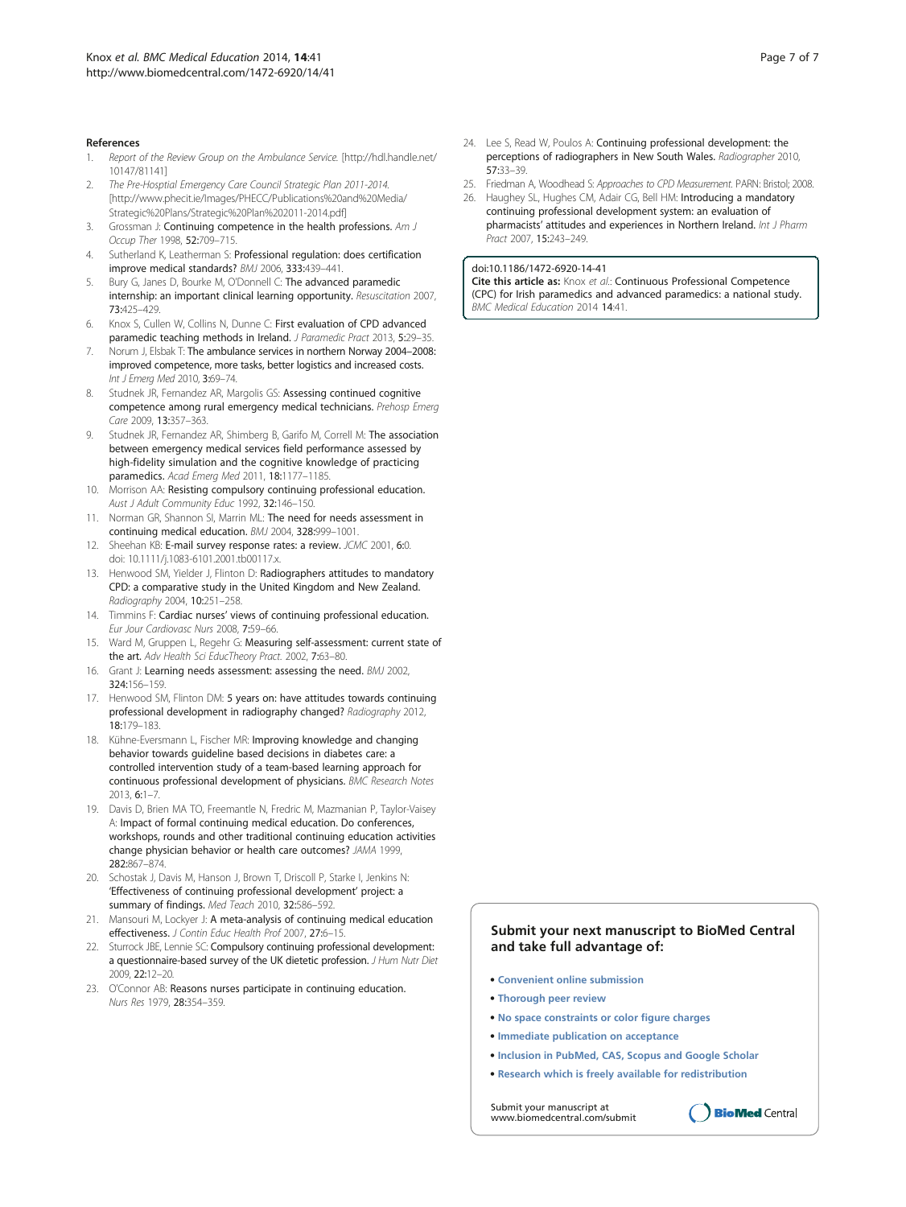## References

1. *Report of the Review Group on the Ambulance Service*. [http://hdl.handle.net/10147/81141]
2. *The Pre-Hosptial Emergency Care Council Strategic Plan 2011-2014*. [http://www.phecit.ie/Images/PHECC/Publications%20and%20Media/Strategic%20Plans/Strategic%20Plan%202011-2014.pdf]
3. Grossman J: **Continuing competence in the health professions.** *Am J Occup Ther* 1998, **52:**709–715.
4. Sutherland K, Leatherman S: **Professional regulation: does certification improve medical standards?** *BMJ* 2006, **333:**439–441.
5. Bury G, Janes D, Bourke M, O'Donnell C: **The advanced paramedic internship: an important clinical learning opportunity.** *Resuscitation* 2007, **73:**425–429.
6. Knox S, Cullen W, Collins N, Dunne C: **First evaluation of CPD advanced paramedic teaching methods in Ireland.** *J Paramedic Pract* 2013, **5:**29–35.
7. Norum J, Elsbak T: **The ambulance services in northern Norway 2004–2008: improved competence, more tasks, better logistics and increased costs.** *Int J Emerg Med* 2010, **3:**69–74.
8. Studnek JR, Fernandez AR, Margolis GS: **Assessing continued cognitive competence among rural emergency medical technicians.** *Prehosp Emerg Care* 2009, **13:**357–363.
9. Studnek JR, Fernandez AR, Shimberg B, Garifo M, Correll M: **The association between emergency medical services field performance assessed by high-fidelity simulation and the cognitive knowledge of practicing paramedics.** *Acad Emerg Med* 2011, **18:**1177–1185.
10. Morrison AA: **Resisting compulsory continuing professional education.** *Aust J Adult Community Educ* 1992, **32:**146–150.
11. Norman GR, Shannon SI, Marrin ML: **The need for needs assessment in continuing medical education.** *BMJ* 2004, **328:**999–1001.
12. Sheehan KB: **E-mail survey response rates: a review.** *JCMC* 2001, **6:**0. doi: 10.1111/j.1083-6101.2001.tb00117.x.
13. Henwood SM, Yielder J, Flinton D: **Radiographers attitudes to mandatory CPD: a comparative study in the United Kingdom and New Zealand.** *Radiography* 2004, **10:**251–258.
14. Timmins F: **Cardiac nurses' views of continuing professional education.** *Eur Jour Cardiovasc Nurs* 2008, **7:**59–66.
15. Ward M, Gruppen L, Regehr G: **Measuring self-assessment: current state of the art.** *Adv Health Sci EducTheory Pract.* 2002, **7:**63–80.
16. Grant J: **Learning needs assessment: assessing the need.** *BMJ* 2002, **324:**156–159.
17. Henwood SM, Flinton DM: **5 years on: have attitudes towards continuing professional development in radiography changed?** *Radiography* 2012, **18:**179–183.
18. Kühne-Eversmann L, Fischer MR: **Improving knowledge and changing behavior towards guideline based decisions in diabetes care: a controlled intervention study of a team-based learning approach for continuous professional development of physicians.** *BMC Research Notes* 2013, **6:**1–7.
19. Davis D, Brien MA TO, Freemantle N, Fredric M, Mazmanian P, Taylor-Vaisey A: **Impact of formal continuing medical education. Do conferences, workshops, rounds and other traditional continuing education activities change physician behavior or health care outcomes?** *JAMA* 1999, **282:**867–874.
20. Schostak J, Davis M, Hanson J, Brown T, Driscoll P, Starke I, Jenkins N: **'Effectiveness of continuing professional development' project: a summary of findings.** *Med Teach* 2010, **32:**586–592.
21. Mansouri M, Lockyer J: **A meta-analysis of continuing medical education effectiveness.** *J Contin Educ Health Prof* 2007, **27:**6–15.
22. Sturrock JBE, Lennie SC: **Compulsory continuing professional development: a questionnaire-based survey of the UK dietetic profession.** *J Hum Nutr Diet* 2009, **22:**12–20.
23. O'Connor AB: **Reasons nurses participate in continuing education.** *Nurs Res* 1979, **28:**354–359.
24. Lee S, Read W, Poulos A: **Continuing professional development: the perceptions of radiographers in New South Wales.** *Radiographer* 2010, **57:**33–39.
25. Friedman A, Woodhead S: *Approaches to CPD Measurement*. PARN: Bristol; 2008.
26. Haughey SL, Hughes CM, Adair CG, Bell HM: **Introducing a mandatory continuing professional development system: an evaluation of pharmacists' attitudes and experiences in Northern Ireland.** *Int J Pharm Pract* 2007, **15:**243–249.

doi:10.1186/1472-6920-14-41

**Cite this article as:** Knox *et al.*: Continuous Professional Competence (CPC) for Irish paramedics and advanced paramedics: a national study. *BMC Medical Education* 2014 **14**:41.

**Submit your next manuscript to BioMed Central and take full advantage of:**

- **Convenient online submission**
- **Thorough peer review**
- **No space constraints or color figure charges**
- **Immediate publication on acceptance**
- **Inclusion in PubMed, CAS, Scopus and Google Scholar**
- **Research which is freely available for redistribution**

Submit your manuscript at
www.biomedcentral.com/submit

BioMed Central